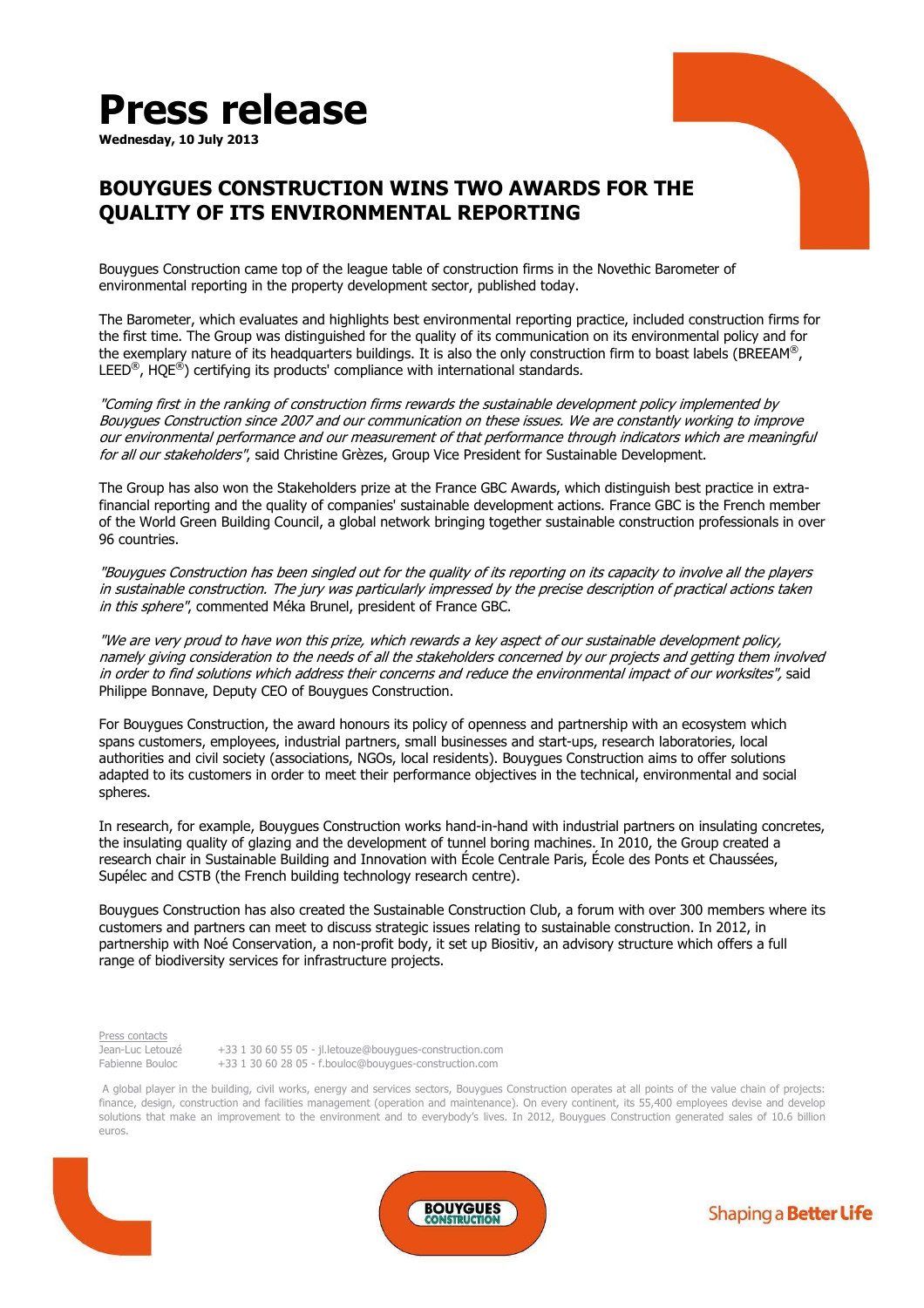# Press release

**Wednesday, 10 July 2013**

## BOUYGUES CONSTRUCTION WINS TWO AWARDS FOR THE QUALITY OF ITS ENVIRONMENTAL REPORTING

Bouygues Construction came top of the league table of construction firms in the Novethic Barometer of environmental reporting in the property development sector, published today.

The Barometer, which evaluates and highlights best environmental reporting practice, included construction firms for the first time. The Group was distinguished for the quality of its communication on its environmental policy and for the exemplary nature of its headquarters buildings. It is also the only construction firm to boast labels (BREEAM®, LEED®, HQE®) certifying its products' compliance with international standards.

*"Coming first in the ranking of construction firms rewards the sustainable development policy implemented by Bouygues Construction since 2007 and our communication on these issues. We are constantly working to improve our environmental performance and our measurement of that performance through indicators which are meaningful for all our stakeholders"*, said Christine Grèzes, Group Vice President for Sustainable Development.

The Group has also won the Stakeholders prize at the France GBC Awards, which distinguish best practice in extra-financial reporting and the quality of companies' sustainable development actions. France GBC is the French member of the World Green Building Council, a global network bringing together sustainable construction professionals in over 96 countries.

*"Bouygues Construction has been singled out for the quality of its reporting on its capacity to involve all the players in sustainable construction. The jury was particularly impressed by the precise description of practical actions taken in this sphere"*, commented Méka Brunel, president of France GBC.

*"We are very proud to have won this prize, which rewards a key aspect of our sustainable development policy, namely giving consideration to the needs of all the stakeholders concerned by our projects and getting them involved in order to find solutions which address their concerns and reduce the environmental impact of our worksites"*, said Philippe Bonnave, Deputy CEO of Bouygues Construction.

For Bouygues Construction, the award honours its policy of openness and partnership with an ecosystem which spans customers, employees, industrial partners, small businesses and start-ups, research laboratories, local authorities and civil society (associations, NGOs, local residents). Bouygues Construction aims to offer solutions adapted to its customers in order to meet their performance objectives in the technical, environmental and social spheres.

In research, for example, Bouygues Construction works hand-in-hand with industrial partners on insulating concretes, the insulating quality of glazing and the development of tunnel boring machines. In 2010, the Group created a research chair in Sustainable Building and Innovation with École Centrale Paris, École des Ponts et Chaussées, Supélec and CSTB (the French building technology research centre).

Bouygues Construction has also created the Sustainable Construction Club, a forum with over 300 members where its customers and partners can meet to discuss strategic issues relating to sustainable construction. In 2012, in partnership with Noé Conservation, a non-profit body, it set up Biositiv, an advisory structure which offers a full range of biodiversity services for infrastructure projects.

Press contacts

Jean-Luc Letouzé +33 1 30 60 55 05 - jl.letouze@bouygues-construction.com

Fabienne Bouloc +33 1 30 60 28 05 - f.bouloc@bouygues-construction.com

A global player in the building, civil works, energy and services sectors, Bouygues Construction operates at all points of the value chain of projects: finance, design, construction and facilities management (operation and maintenance). On every continent, its 55,400 employees devise and develop solutions that make an improvement to the environment and to everybody's lives. In 2012, Bouygues Construction generated sales of 10.6 billion euros.

BOUYGUES CONSTRUCTION

Shaping a **Better Life**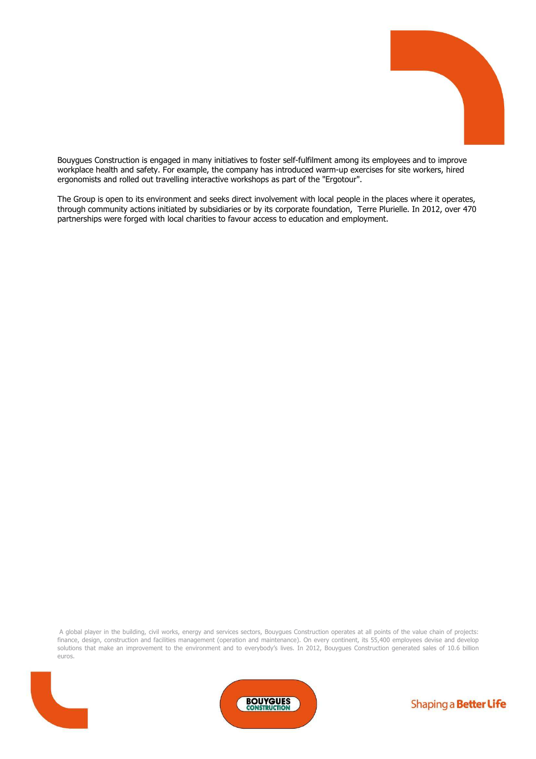Bouygues Construction is engaged in many initiatives to foster self-fulfilment among its employees and to improve workplace health and safety. For example, the company has introduced warm-up exercises for site workers, hired ergonomists and rolled out travelling interactive workshops as part of the "Ergotour".

The Group is open to its environment and seeks direct involvement with local people in the places where it operates, through community actions initiated by subsidiaries or by its corporate foundation, Terre Plurielle. In 2012, over 470 partnerships were forged with local charities to favour access to education and employment.

A global player in the building, civil works, energy and services sectors, Bouygues Construction operates at all points of the value chain of projects: finance, design, construction and facilities management (operation and maintenance). On every continent, its 55,400 employees devise and develop solutions that make an improvement to the environment and to everybody's lives. In 2012, Bouygues Construction generated sales of 10.6 billion euros.

BOUYGUES CONSTRUCTION

Shaping a **Better Life**